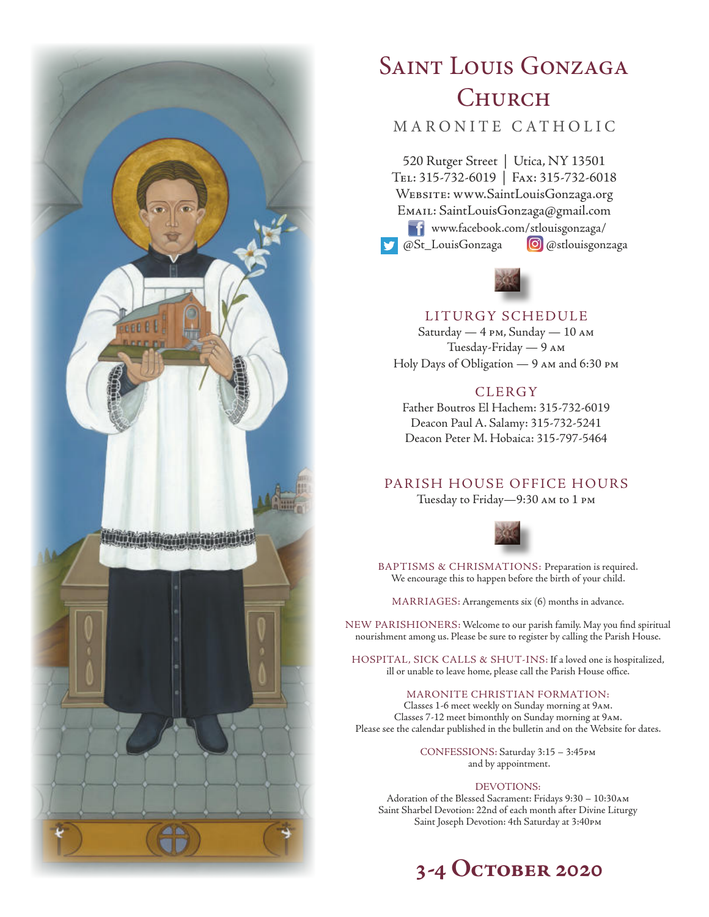# Saint Louis Gonzaga Church

MARONITE CATHOLIC

520 Rutger Street | Utica, NY 13501
Tel: 315-732-6019 | Fax: 315-732-6018
Website: www.SaintLouisGonzaga.org
Email: SaintLouisGonzaga@gmail.com
www.facebook.com/stlouisgonzaga/
@St_LouisGonzaga @stlouisgonzaga

## LITURGY SCHEDULE

Saturday — 4 PM, Sunday — 10 AM
Tuesday-Friday — 9 AM
Holy Days of Obligation — 9 AM and 6:30 PM

## CLERGY

Father Boutros El Hachem: 315-732-6019
Deacon Paul A. Salamy: 315-732-5241
Deacon Peter M. Hobaica: 315-797-5464

## PARISH HOUSE OFFICE HOURS

Tuesday to Friday—9:30 AM to 1 PM

BAPTISMS & CHRISMATIONS: Preparation is required. We encourage this to happen before the birth of your child.

MARRIAGES: Arrangements six (6) months in advance.

NEW PARISHIONERS: Welcome to our parish family. May you find spiritual nourishment among us. Please be sure to register by calling the Parish House.

HOSPITAL, SICK CALLS & SHUT-INS: If a loved one is hospitalized, ill or unable to leave home, please call the Parish House office.

MARONITE CHRISTIAN FORMATION:
Classes 1-6 meet weekly on Sunday morning at 9AM.
Classes 7-12 meet bimonthly on Sunday morning at 9AM.
Please see the calendar published in the bulletin and on the Website for dates.

CONFESSIONS: Saturday 3:15 – 3:45PM and by appointment.

DEVOTIONS:
Adoration of the Blessed Sacrament: Fridays 9:30 – 10:30AM
Saint Sharbel Devotion: 22nd of each month after Divine Liturgy
Saint Joseph Devotion: 4th Saturday at 3:40PM

## 3-4 October 2020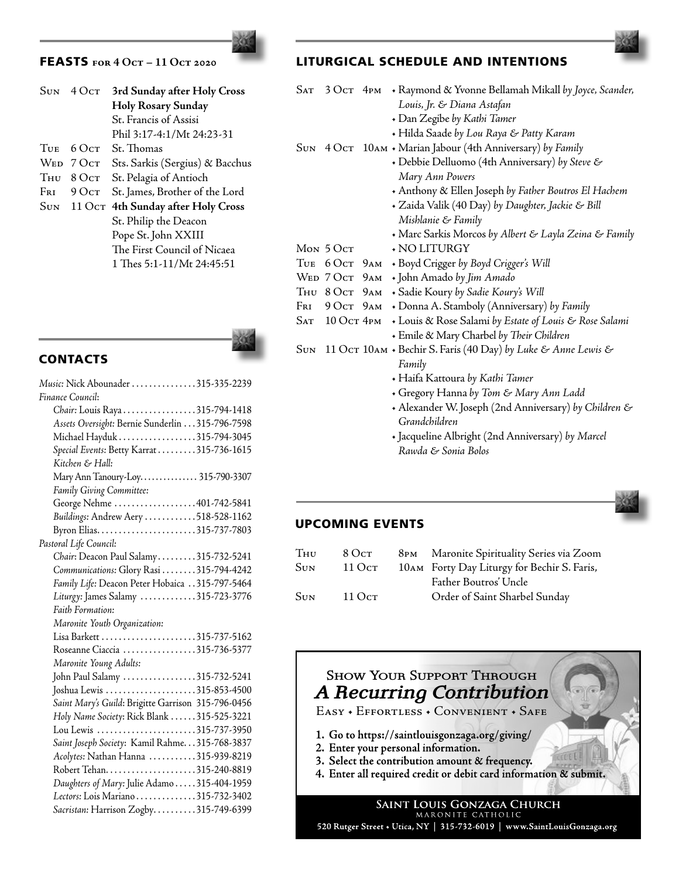## FEASTS for 4 Oct – 11 Oct 2020

| | | |
|---|---|---|
| Sun | 4 Oct | **3rd Sunday after Holy Cross** |
| | | **Holy Rosary Sunday** |
| | | St. Francis of Assisi |
| | | Phil 3:17-4:1/Mt 24:23-31 |
| Tue | 6 Oct | St. Thomas |
| Wed | 7 Oct | Sts. Sarkis (Sergius) & Bacchus |
| Thu | 8 Oct | St. Pelagia of Antioch |
| Fri | 9 Oct | St. James, Brother of the Lord |
| Sun | 11 Oct | **4th Sunday after Holy Cross** |
| | | St. Philip the Deacon |
| | | Pope St. John XXIII |
| | | The First Council of Nicaea |
| | | 1 Thes 5:1-11/Mt 24:45:51 |

## CONTACTS

*Music:* Nick Abounader . . . 315-335-2239

*Finance Council*:

- *Chair:* Louis Raya . . . 315-794-1418
- *Assets Oversight:* Bernie Sunderlin . . . 315-796-7598
- Michael Hayduk . . . 315-794-3045
- *Special Events:* Betty Karrat . . . 315-736-1615
- *Kitchen & Hall:*
- Mary Ann Tanoury-Loy. . . 315-790-3307
- *Family Giving Committee:*
- George Nehme . . . 401-742-5841
- *Buildings:* Andrew Aery . . . 518-528-1162
- Byron Elias. . . 315-737-7803

*Pastoral Life Council:*

- *Chair:* Deacon Paul Salamy . . . 315-732-5241
- *Communications:* Glory Rasi . . . 315-794-4242
- *Family Life:* Deacon Peter Hobaica . . 315-797-5464
- *Liturgy:* James Salamy . . . 315-723-3776
- *Faith Formation:*
- *Maronite Youth Organization:*
- Lisa Barkett . . . 315-737-5162
- Roseanne Ciaccia . . . 315-736-5377
- *Maronite Young Adults:*
- John Paul Salamy . . . 315-732-5241
- Joshua Lewis . . . 315-853-4500
- *Saint Mary's Guild:* Brigitte Garrison 315-796-0456
- *Holy Name Society:* Rick Blank . . . 315-525-3221
- Lou Lewis . . . 315-737-3950
- *Saint Joseph Society:* Kamil Rahme. . . 315-768-3837
- *Acolytes:* Nathan Hanna . . . 315-939-8219
- Robert Tehan. . . 315-240-8819
- *Daughters of Mary:* Julie Adamo . . . 315-404-1959
- *Lectors:* Lois Mariano . . . 315-732-3402
- *Sacristan:* Harrison Zogby. . . 315-749-6399

## LITURGICAL SCHEDULE AND INTENTIONS

| | | | |
|---|---|---|---|
| Sat | 3 Oct | 4pm | • Raymond & Yvonne Bellamah Mikall *by Joyce, Scander, Louis, Jr. & Diana Astafan* |
| | | | • Dan Zegibe *by Kathi Tamer* |
| | | | • Hilda Saade *by Lou Raya & Patty Karam* |
| Sun | 4 Oct | 10am | • Marian Jabour (4th Anniversary) *by Family* |
| | | | • Debbie Delluomo (4th Anniversary) *by Steve & Mary Ann Powers* |
| | | | • Anthony & Ellen Joseph *by Father Boutros El Hachem* |
| | | | • Zaida Valik (40 Day) *by Daughter, Jackie & Bill Mishlanie & Family* |
| | | | • Marc Sarkis Morcos *by Albert & Layla Zeina & Family* |
| Mon | 5 Oct | | • NO LITURGY |
| Tue | 6 Oct | 9am | • Boyd Crigger *by Boyd Crigger's Will* |
| Wed | 7 Oct | 9am | • John Amado *by Jim Amado* |
| Thu | 8 Oct | 9am | • Sadie Koury *by Sadie Koury's Will* |
| Fri | 9 Oct | 9am | • Donna A. Stamboly (Anniversary) *by Family* |
| Sat | 10 Oct | 4pm | • Louis & Rose Salami *by Estate of Louis & Rose Salami* |
| | | | • Emile & Mary Charbel *by Their Children* |
| Sun | 11 Oct | 10am | • Bechir S. Faris (40 Day) *by Luke & Anne Lewis & Family* |
| | | | • Haifa Kattoura *by Kathi Tamer* |
| | | | • Gregory Hanna *by Tom & Mary Ann Ladd* |
| | | | • Alexander W. Joseph (2nd Anniversary) *by Children & Grandchildren* |
| | | | • Jacqueline Albright (2nd Anniversary) *by Marcel Rawda & Sonia Bolos* |

## UPCOMING EVENTS

| | | | |
|---|---|---|---|
| Thu | 8 Oct | 8pm | Maronite Spirituality Series via Zoom |
| Sun | 11 Oct | 10am | Forty Day Liturgy for Bechir S. Faris, Father Boutros' Uncle |
| Sun | 11 Oct | | Order of Saint Sharbel Sunday |

### Show Your Support Through *A Recurring Contribution*

Easy • Effortless • Convenient • Safe

1. **Go to https://saintlouisgonzaga.org/giving/**
2. **Enter your personal information.**
3. **Select the contribution amount & frequency.**
4. **Enter all required credit or debit card information & submit.**

**Saint Louis Gonzaga Church**
Maronite Catholic
**520 Rutger Street • Utica, NY | 315-732-6019 | www.SaintLouisGonzaga.org**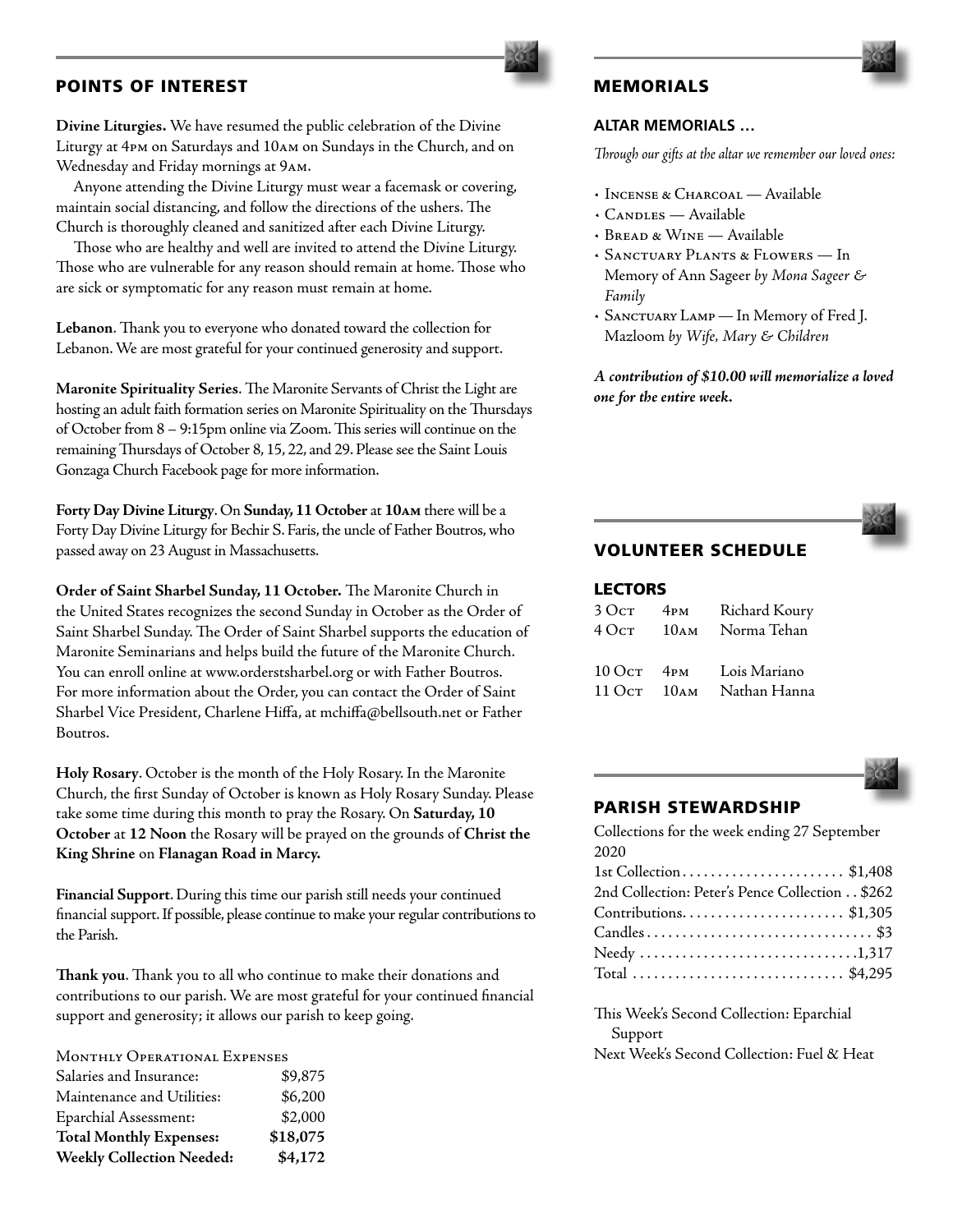## POINTS OF INTEREST

**Divine Liturgies.** We have resumed the public celebration of the Divine Liturgy at 4PM on Saturdays and 10AM on Sundays in the Church, and on Wednesday and Friday mornings at 9AM.

Anyone attending the Divine Liturgy must wear a facemask or covering, maintain social distancing, and follow the directions of the ushers. The Church is thoroughly cleaned and sanitized after each Divine Liturgy.

Those who are healthy and well are invited to attend the Divine Liturgy. Those who are vulnerable for any reason should remain at home. Those who are sick or symptomatic for any reason must remain at home.

**Lebanon**. Thank you to everyone who donated toward the collection for Lebanon. We are most grateful for your continued generosity and support.

**Maronite Spirituality Series**. The Maronite Servants of Christ the Light are hosting an adult faith formation series on Maronite Spirituality on the Thursdays of October from 8 – 9:15pm online via Zoom. This series will continue on the remaining Thursdays of October 8, 15, 22, and 29. Please see the Saint Louis Gonzaga Church Facebook page for more information.

**Forty Day Divine Liturgy**. On **Sunday, 11 October** at **10AM** there will be a Forty Day Divine Liturgy for Bechir S. Faris, the uncle of Father Boutros, who passed away on 23 August in Massachusetts.

**Order of Saint Sharbel Sunday, 11 October.** The Maronite Church in the United States recognizes the second Sunday in October as the Order of Saint Sharbel Sunday. The Order of Saint Sharbel supports the education of Maronite Seminarians and helps build the future of the Maronite Church. You can enroll online at www.orderstsharbel.org or with Father Boutros. For more information about the Order, you can contact the Order of Saint Sharbel Vice President, Charlene Hiffa, at mchiffa@bellsouth.net or Father Boutros.

**Holy Rosary**. October is the month of the Holy Rosary. In the Maronite Church, the first Sunday of October is known as Holy Rosary Sunday. Please take some time during this month to pray the Rosary. On **Saturday, 10 October** at **12 Noon** the Rosary will be prayed on the grounds of **Christ the King Shrine** on **Flanagan Road in Marcy.**

**Financial Support**. During this time our parish still needs your continued financial support. If possible, please continue to make your regular contributions to the Parish.

**Thank you**. Thank you to all who continue to make their donations and contributions to our parish. We are most grateful for your continued financial support and generosity; it allows our parish to keep going.

| MONTHLY OPERATIONAL EXPENSES | |
|---|---|
| Salaries and Insurance: | $9,875 |
| Maintenance and Utilities: | $6,200 |
| Eparchial Assessment: | $2,000 |
| **Total Monthly Expenses:** | **$18,075** |
| **Weekly Collection Needed:** | **$4,172** |

## MEMORIALS

### ALTAR MEMORIALS …

*Through our gifts at the altar we remember our loved ones:*

- INCENSE & CHARCOAL — Available
- CANDLES — Available
- BREAD & WINE — Available
- SANCTUARY PLANTS & FLOWERS — In Memory of Ann Sageer *by Mona Sageer & Family*
- SANCTUARY LAMP — In Memory of Fred J. Mazloom *by Wife, Mary & Children*

***A contribution of $10.00 will memorialize a loved one for the entire week.***

## VOLUNTEER SCHEDULE

### LECTORS

| | | |
|---|---|---|
| 3 OCT | 4PM | Richard Koury |
| 4 OCT | 10AM | Norma Tehan |
| 10 OCT | 4PM | Lois Mariano |
| 11 OCT | 10AM | Nathan Hanna |

## PARISH STEWARDSHIP

Collections for the week ending 27 September 2020

| | |
|---|---|
| 1st Collection | $1,408 |
| 2nd Collection: Peter's Pence Collection | $262 |
| Contributions | $1,305 |
| Candles | $3 |
| Needy | 1,317 |
| Total | $4,295 |

This Week's Second Collection: Eparchial Support

Next Week's Second Collection: Fuel & Heat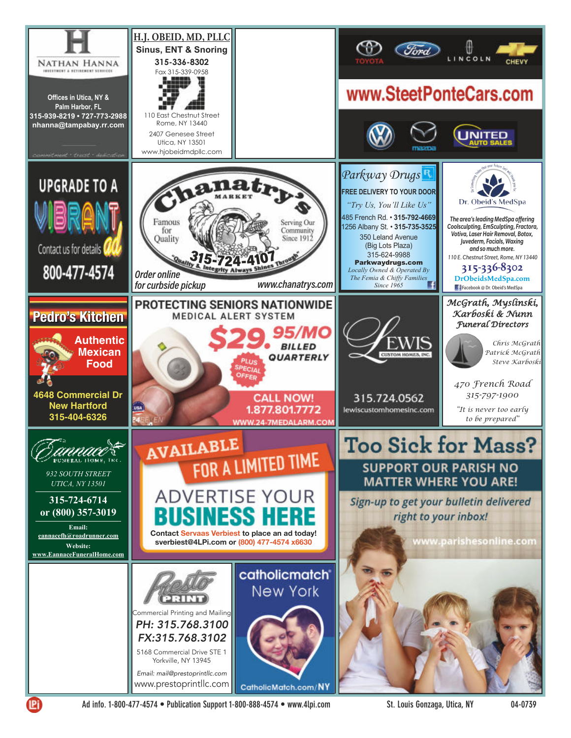## NATHAN HANNA
INVESTMENT & RETIREMENT SERVICES

Offices in Utica, NY & Palm Harbor, FL
315-939-8219 • 727-773-2988
nhanna@tampabay.rr.com

commitment • trust • dedication

## H.J. OBEID, MD, PLLC
**Sinus, ENT & Snoring**
**315-336-8302**
Fax 315-339-0958

110 East Chestnut Street
Rome, NY 13440

2407 Genesee Street
Utica, NY 13501

www.hjobeidmdpllc.com

TOYOTA • Ford • LINCOLN • CHEVY

**www.SteetPonteCars.com**

mazda • UNITED AUTO SALES

## UPGRADE TO A VIBRANT ad
Contact us for details
800-477-4574

## Chanatry's MARKET
Famous for Quality
Serving Our Community Since 1912
**315-724-4107**
Quality & Integrity Always Shines Through
*Order online for curbside pickup*
*www.chanatrys.com*

## Parkway Drugs
**FREE DELIVERY TO YOUR DOOR**
*"Try Us, You'll Like Us"*
485 French Rd. • **315-792-4669**
1256 Albany St. • **315-735-3525**
350 Leland Avenue
(Big Lots Plaza)
315-624-9988
**Parkwaydrugs.com**
*Locally Owned & Operated By The Femia & Chiffy Families Since 1965*

## Dr. Obeid's MedSpa
*The area's leading MedSpa offering Coolsculpting, EmSculpting, Fractora, Votiva, Laser Hair Removal, Botox, Juvederm, Facials, Waxing and so much more.*
110 E. Chestnut Street, Rome, NY 13440
**315-336-8302**
**DrObeidsMedSpa.com**
Facebook @ Dr. Obeid's MedSpa

## Pedro's Kitchen
**Authentic Mexican Food**
**4648 Commercial Dr**
**New Hartford**
**315-404-6326**

## PROTECTING SENIORS NATIONWIDE
MEDICAL ALERT SYSTEM
**$29.95/MO BILLED QUARTERLY**
PLUS SPECIAL OFFER
**CALL NOW! 1.877.801.7772**
WWW.24-7MEDALARM.COM

## LEWIS CUSTOM HOMES, INC.
315.724.0562
lewiscustomhomesinc.com

## McGrath, Myslinski, Karboski & Nunn Funeral Directors
*Chris McGrath*
*Patrick McGrath*
*Steve Karboski*

*470 French Road*
*315-797-1900*
*"It is never too early to be prepared"*

## Eannace FUNERAL HOME, INC.
*932 SOUTH STREET*
*UTICA, NY 13501*

**315-724-6714**
**or (800) 357-3019**

**Email:**
eannacefh@roadrunner.com
**Website:**
www.EannaceFuneralHome.com

## AVAILABLE FOR A LIMITED TIME
## ADVERTISE YOUR BUSINESS HERE
**Contact Servaas Verbiest to place an ad today!**
**sverbiest@4LPi.com or (800) 477-4574 x6630**

## Too Sick for Mass?
**SUPPORT OUR PARISH NO MATTER WHERE YOU ARE!**
*Sign-up to get your bulletin delivered right to your inbox!*
www.parishesonline.com

## Presto PRINT
Commercial Printing and Mailing
***PH: 315.768.3100***
***FX:315.768.3102***
5168 Commercial Drive STE 1
Yorkville, NY 13945
*Email: mail@prestoprintllc.com*
www.prestoprintllc.com

## catholicmatch New York
CatholicMatch.com/NY

Ad info. 1-800-477-4574 • Publication Support 1-800-888-4574 • www.4lpi.com — St. Louis Gonzaga, Utica, NY — 04-0739